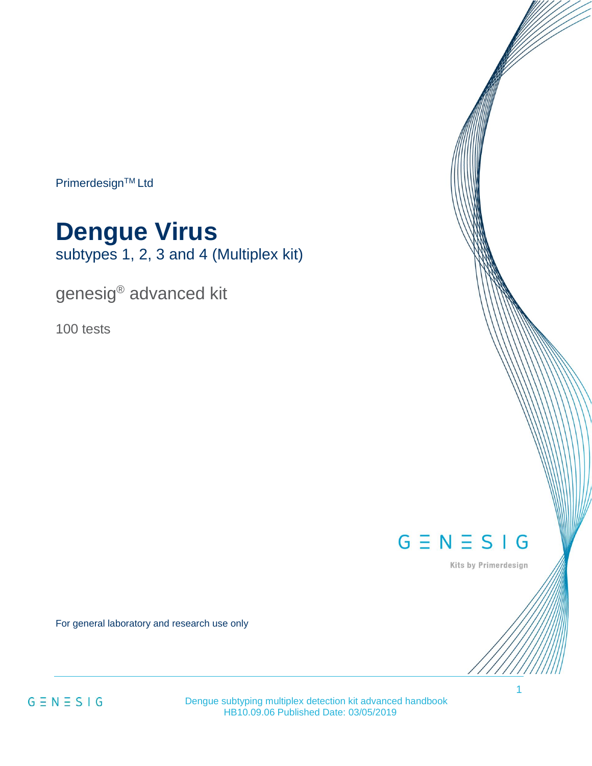Primerdesign™ Ltd

# Dengue Virus

subtypes 1, 2, 3 and 4 (Multiplex kit)

genesig® advanced kit

100 tests

GENESIG

Kits by Primerdesign

For general laboratory and research use only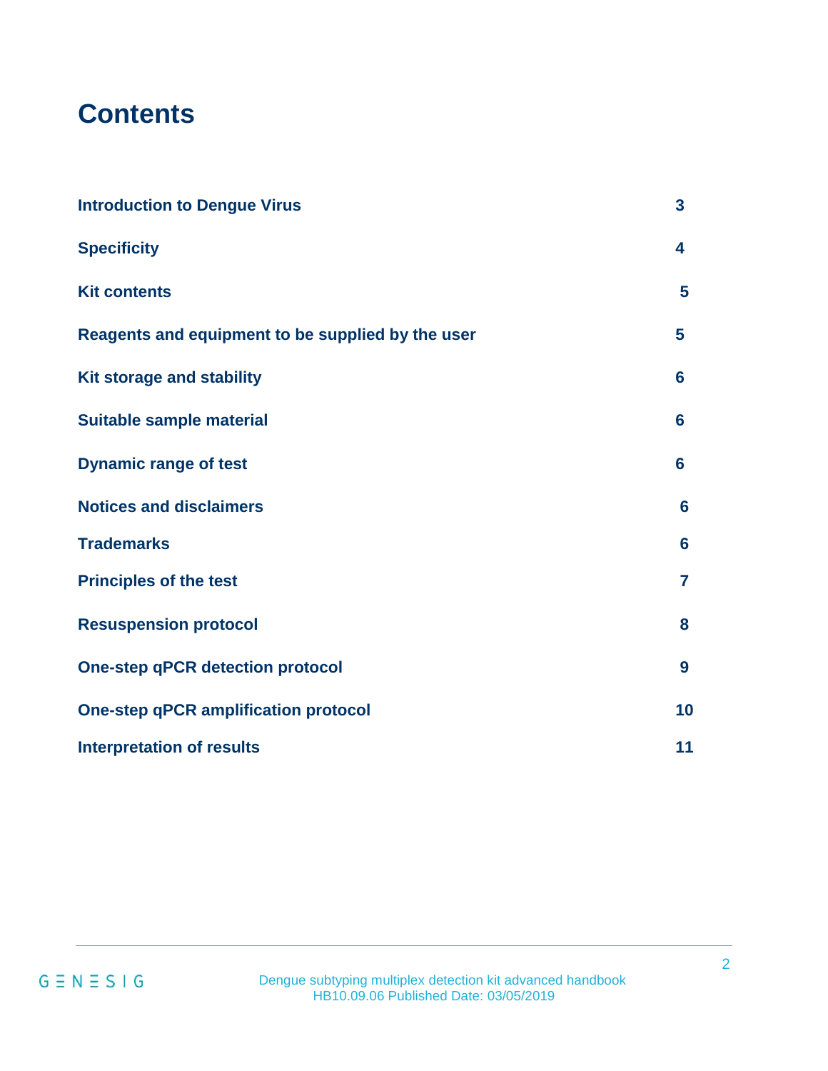# Contents

| | |
|---|---|
| **Introduction to Dengue Virus** | **3** |
| **Specificity** | **4** |
| **Kit contents** | **5** |
| **Reagents and equipment to be supplied by the user** | **5** |
| **Kit storage and stability** | **6** |
| **Suitable sample material** | **6** |
| **Dynamic range of test** | **6** |
| **Notices and disclaimers** | **6** |
| **Trademarks** | **6** |
| **Principles of the test** | **7** |
| **Resuspension protocol** | **8** |
| **One-step qPCR detection protocol** | **9** |
| **One-step qPCR amplification protocol** | **10** |
| **Interpretation of results** | **11** |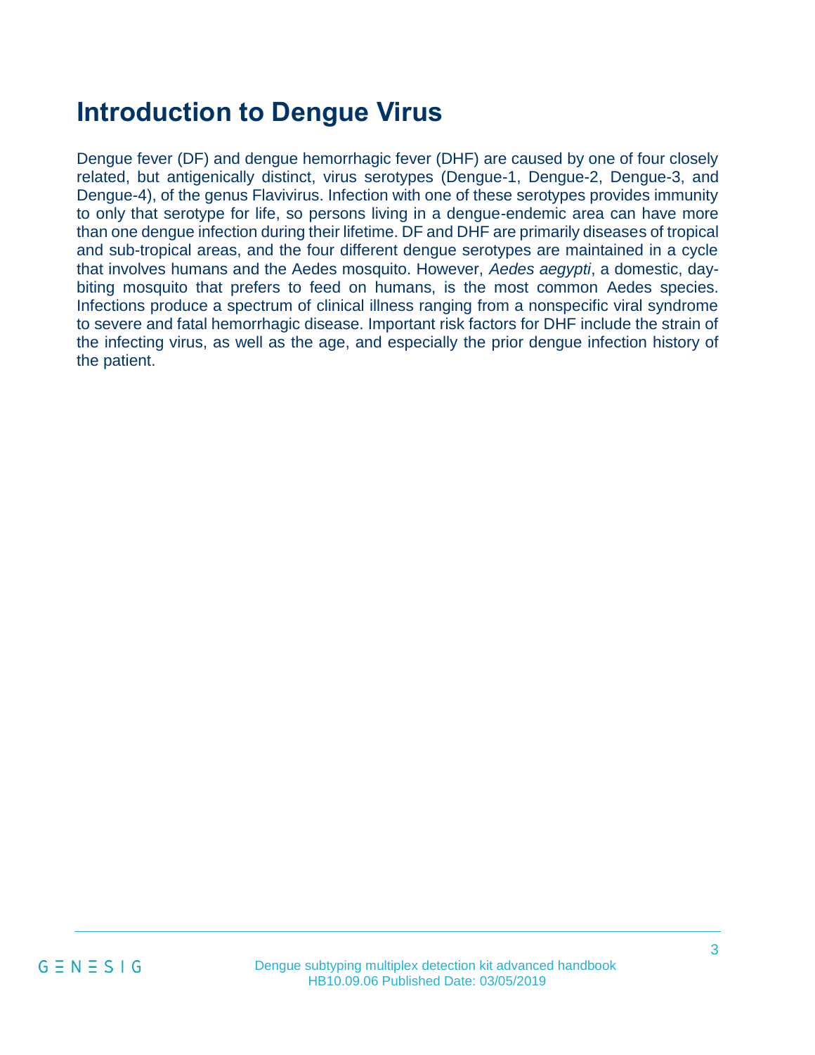# Introduction to Dengue Virus

Dengue fever (DF) and dengue hemorrhagic fever (DHF) are caused by one of four closely related, but antigenically distinct, virus serotypes (Dengue-1, Dengue-2, Dengue-3, and Dengue-4), of the genus Flavivirus. Infection with one of these serotypes provides immunity to only that serotype for life, so persons living in a dengue-endemic area can have more than one dengue infection during their lifetime. DF and DHF are primarily diseases of tropical and sub-tropical areas, and the four different dengue serotypes are maintained in a cycle that involves humans and the Aedes mosquito. However, *Aedes aegypti*, a domestic, day-biting mosquito that prefers to feed on humans, is the most common Aedes species. Infections produce a spectrum of clinical illness ranging from a nonspecific viral syndrome to severe and fatal hemorrhagic disease. Important risk factors for DHF include the strain of the infecting virus, as well as the age, and especially the prior dengue infection history of the patient.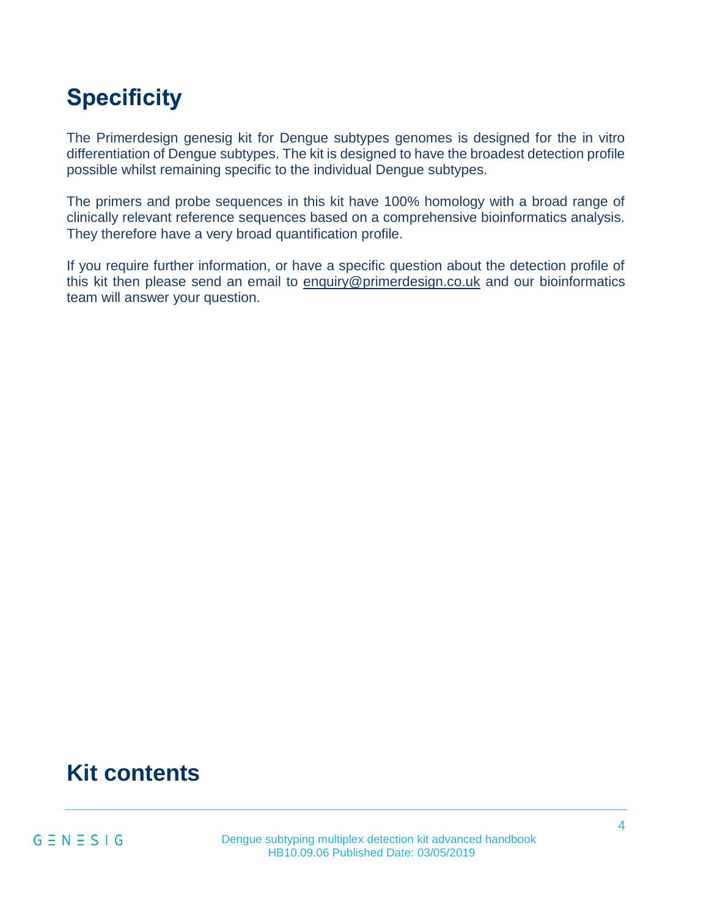# Specificity

The Primerdesign genesig kit for Dengue subtypes genomes is designed for the in vitro differentiation of Dengue subtypes. The kit is designed to have the broadest detection profile possible whilst remaining specific to the individual Dengue subtypes.

The primers and probe sequences in this kit have 100% homology with a broad range of clinically relevant reference sequences based on a comprehensive bioinformatics analysis. They therefore have a very broad quantification profile.

If you require further information, or have a specific question about the detection profile of this kit then please send an email to enquiry@primerdesign.co.uk and our bioinformatics team will answer your question.

# Kit contents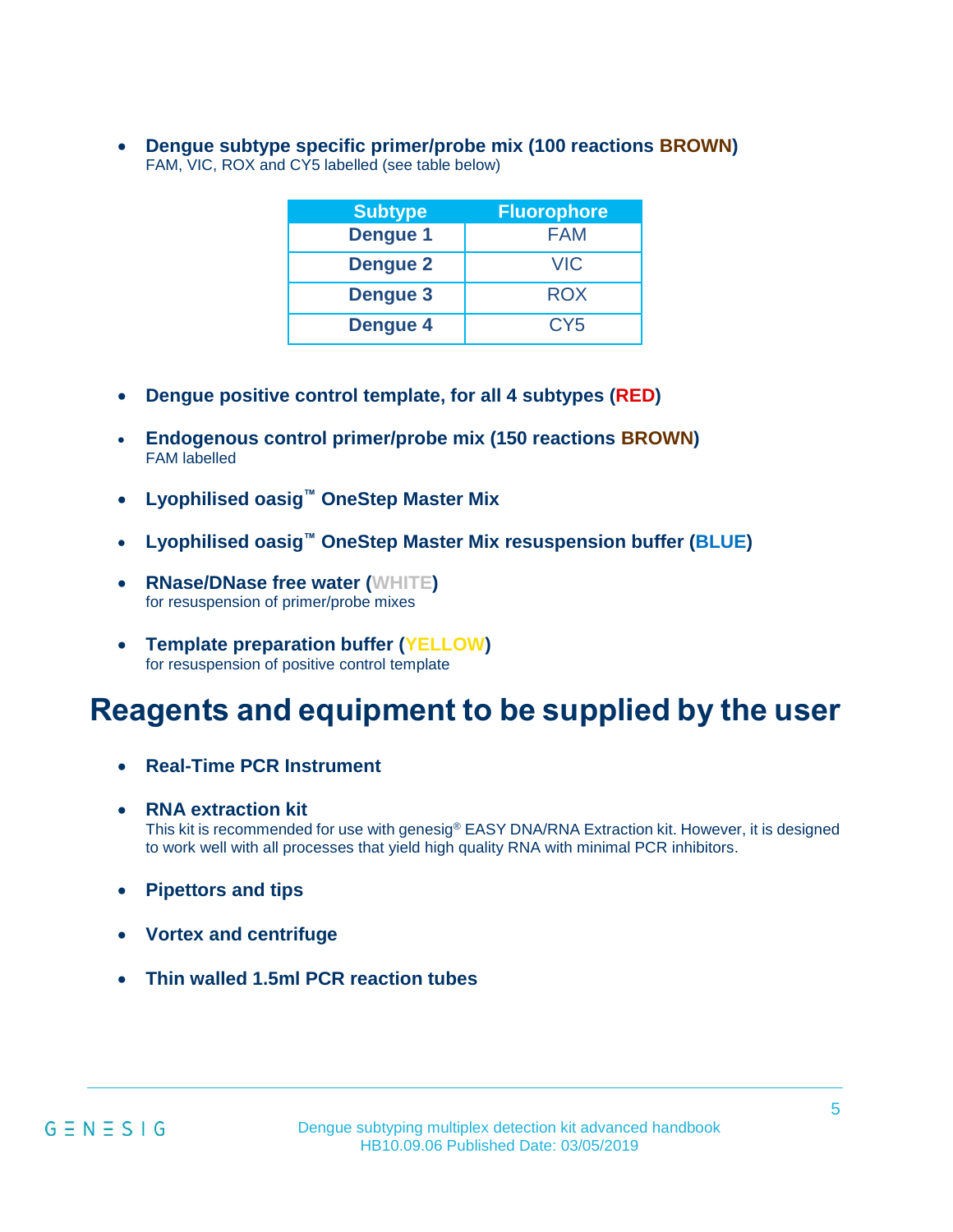- **Dengue subtype specific primer/probe mix (100 reactions BROWN)**
  FAM, VIC, ROX and CY5 labelled (see table below)

| Subtype | Fluorophore |
|---|---|
| Dengue 1 | FAM |
| Dengue 2 | VIC |
| Dengue 3 | ROX |
| Dengue 4 | CY5 |

- **Dengue positive control template, for all 4 subtypes (RED)**
- **Endogenous control primer/probe mix (150 reactions BROWN)**
  FAM labelled
- **Lyophilised oasig™ OneStep Master Mix**
- **Lyophilised oasig™ OneStep Master Mix resuspension buffer (BLUE)**
- **RNase/DNase free water (WHITE)**
  for resuspension of primer/probe mixes
- **Template preparation buffer (YELLOW)**
  for resuspension of positive control template

# Reagents and equipment to be supplied by the user

- **Real-Time PCR Instrument**
- **RNA extraction kit**
  This kit is recommended for use with genesig® EASY DNA/RNA Extraction kit. However, it is designed to work well with all processes that yield high quality RNA with minimal PCR inhibitors.
- **Pipettors and tips**
- **Vortex and centrifuge**
- **Thin walled 1.5ml PCR reaction tubes**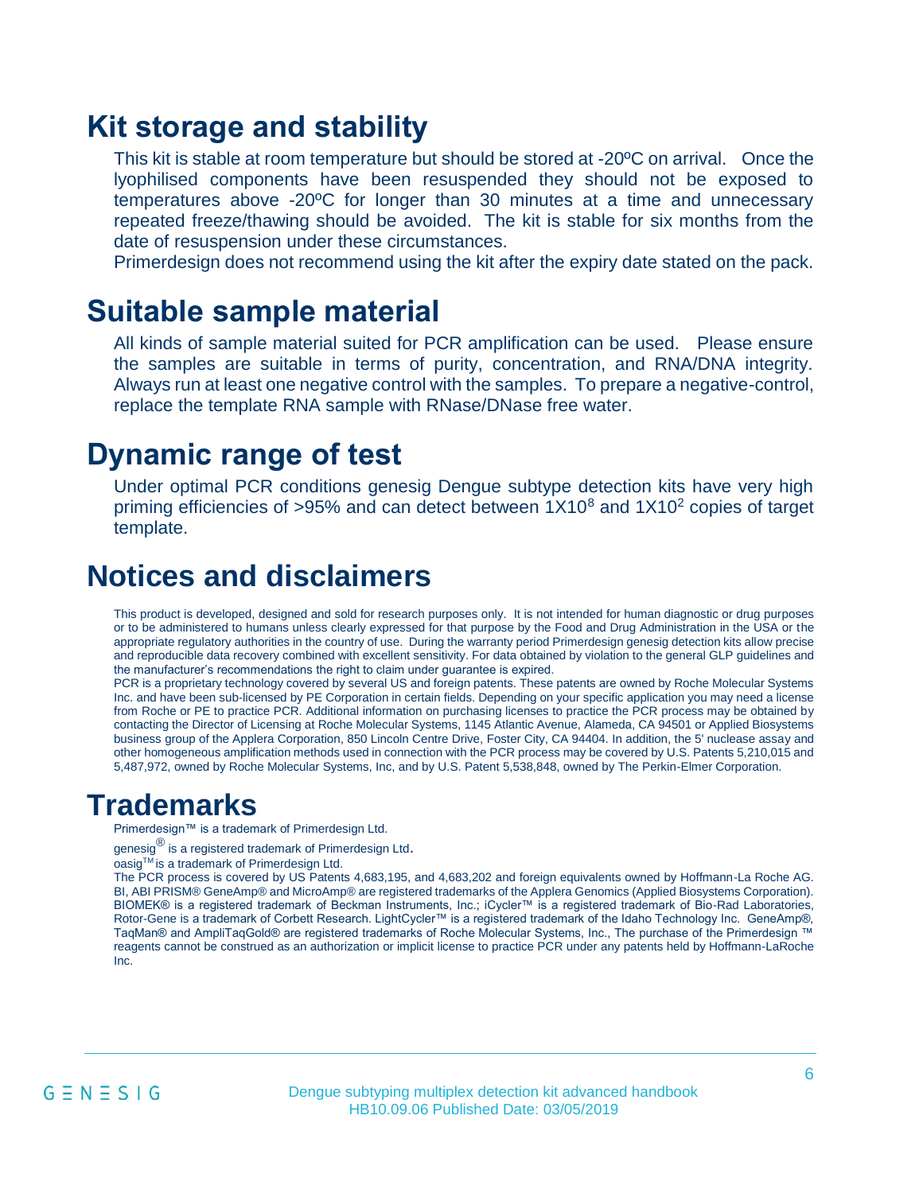## Kit storage and stability

This kit is stable at room temperature but should be stored at -20ºC on arrival. Once the lyophilised components have been resuspended they should not be exposed to temperatures above -20ºC for longer than 30 minutes at a time and unnecessary repeated freeze/thawing should be avoided. The kit is stable for six months from the date of resuspension under these circumstances.

Primerdesign does not recommend using the kit after the expiry date stated on the pack.

## Suitable sample material

All kinds of sample material suited for PCR amplification can be used. Please ensure the samples are suitable in terms of purity, concentration, and RNA/DNA integrity. Always run at least one negative control with the samples. To prepare a negative-control, replace the template RNA sample with RNase/DNase free water.

## Dynamic range of test

Under optimal PCR conditions genesig Dengue subtype detection kits have very high priming efficiencies of >95% and can detect between $1X10^8$ and $1X10^2$ copies of target template.

## Notices and disclaimers

This product is developed, designed and sold for research purposes only. It is not intended for human diagnostic or drug purposes or to be administered to humans unless clearly expressed for that purpose by the Food and Drug Administration in the USA or the appropriate regulatory authorities in the country of use. During the warranty period Primerdesign genesig detection kits allow precise and reproducible data recovery combined with excellent sensitivity. For data obtained by violation to the general GLP guidelines and the manufacturer's recommendations the right to claim under guarantee is expired.

PCR is a proprietary technology covered by several US and foreign patents. These patents are owned by Roche Molecular Systems Inc. and have been sub-licensed by PE Corporation in certain fields. Depending on your specific application you may need a license from Roche or PE to practice PCR. Additional information on purchasing licenses to practice the PCR process may be obtained by contacting the Director of Licensing at Roche Molecular Systems, 1145 Atlantic Avenue, Alameda, CA 94501 or Applied Biosystems business group of the Applera Corporation, 850 Lincoln Centre Drive, Foster City, CA 94404. In addition, the 5' nuclease assay and other homogeneous amplification methods used in connection with the PCR process may be covered by U.S. Patents 5,210,015 and 5,487,972, owned by Roche Molecular Systems, Inc, and by U.S. Patent 5,538,848, owned by The Perkin-Elmer Corporation.

## Trademarks

Primerdesign™ is a trademark of Primerdesign Ltd.

genesig® is a registered trademark of Primerdesign Ltd.

oasig™ is a trademark of Primerdesign Ltd.

The PCR process is covered by US Patents 4,683,195, and 4,683,202 and foreign equivalents owned by Hoffmann-La Roche AG. BI, ABI PRISM® GeneAmp® and MicroAmp® are registered trademarks of the Applera Genomics (Applied Biosystems Corporation). BIOMEK® is a registered trademark of Beckman Instruments, Inc.; iCycler™ is a registered trademark of Bio-Rad Laboratories, Rotor-Gene is a trademark of Corbett Research. LightCycler™ is a registered trademark of the Idaho Technology Inc. GeneAmp®, TaqMan® and AmpliTaqGold® are registered trademarks of Roche Molecular Systems, Inc., The purchase of the Primerdesign ™ reagents cannot be construed as an authorization or implicit license to practice PCR under any patents held by Hoffmann-LaRoche Inc.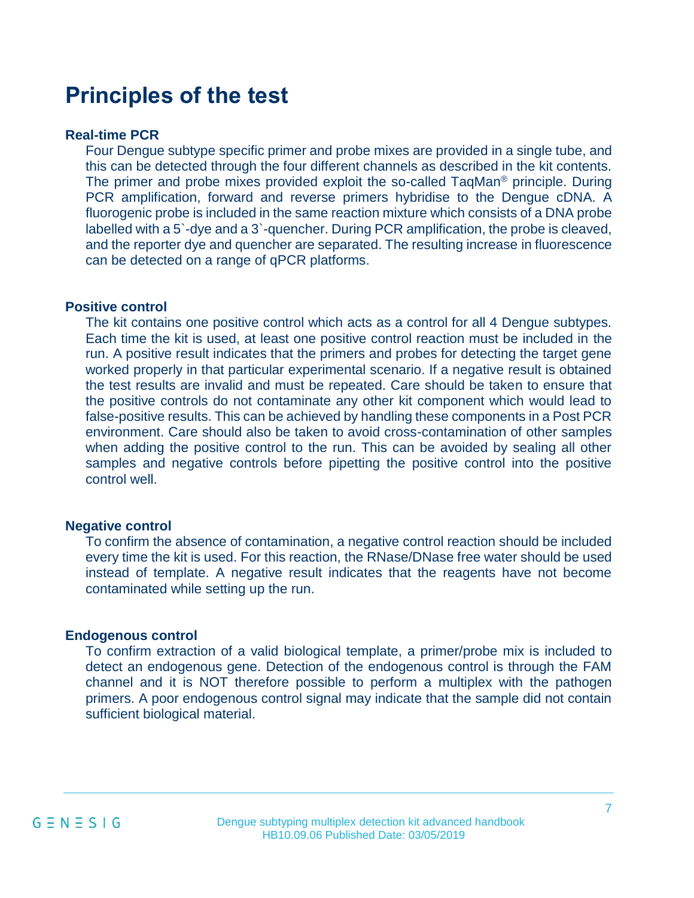# Principles of the test

### Real-time PCR

Four Dengue subtype specific primer and probe mixes are provided in a single tube, and this can be detected through the four different channels as described in the kit contents. The primer and probe mixes provided exploit the so-called TaqMan® principle. During PCR amplification, forward and reverse primers hybridise to the Dengue cDNA. A fluorogenic probe is included in the same reaction mixture which consists of a DNA probe labelled with a 5`-dye and a 3`-quencher. During PCR amplification, the probe is cleaved, and the reporter dye and quencher are separated. The resulting increase in fluorescence can be detected on a range of qPCR platforms.

### Positive control

The kit contains one positive control which acts as a control for all 4 Dengue subtypes. Each time the kit is used, at least one positive control reaction must be included in the run. A positive result indicates that the primers and probes for detecting the target gene worked properly in that particular experimental scenario. If a negative result is obtained the test results are invalid and must be repeated. Care should be taken to ensure that the positive controls do not contaminate any other kit component which would lead to false-positive results. This can be achieved by handling these components in a Post PCR environment. Care should also be taken to avoid cross-contamination of other samples when adding the positive control to the run. This can be avoided by sealing all other samples and negative controls before pipetting the positive control into the positive control well.

### Negative control

To confirm the absence of contamination, a negative control reaction should be included every time the kit is used. For this reaction, the RNase/DNase free water should be used instead of template. A negative result indicates that the reagents have not become contaminated while setting up the run.

### Endogenous control

To confirm extraction of a valid biological template, a primer/probe mix is included to detect an endogenous gene. Detection of the endogenous control is through the FAM channel and it is NOT therefore possible to perform a multiplex with the pathogen primers. A poor endogenous control signal may indicate that the sample did not contain sufficient biological material.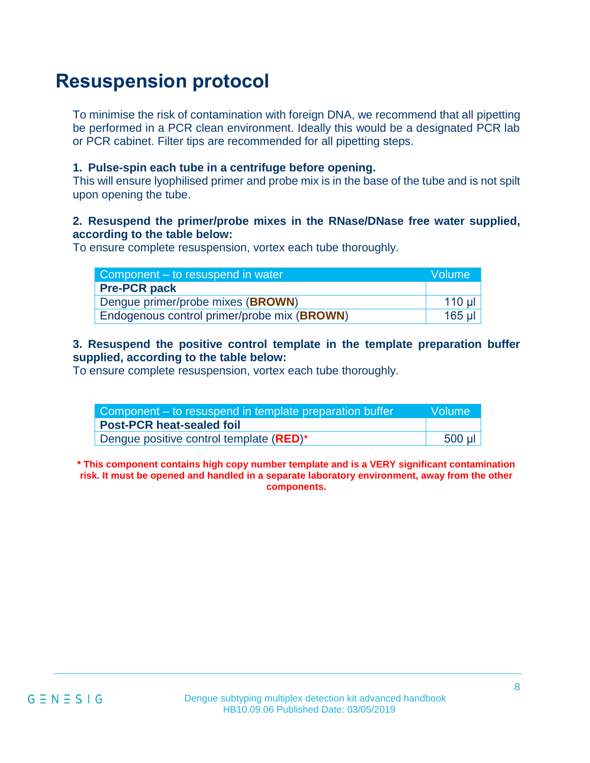# Resuspension protocol

To minimise the risk of contamination with foreign DNA, we recommend that all pipetting be performed in a PCR clean environment. Ideally this would be a designated PCR lab or PCR cabinet. Filter tips are recommended for all pipetting steps.

**1. Pulse-spin each tube in a centrifuge before opening.**
This will ensure lyophilised primer and probe mix is in the base of the tube and is not spilt upon opening the tube.

**2. Resuspend the primer/probe mixes in the RNase/DNase free water supplied, according to the table below:**
To ensure complete resuspension, vortex each tube thoroughly.

| Component – to resuspend in water | Volume |
|---|---|
| **Pre-PCR pack** | |
| Dengue primer/probe mixes (**BROWN**) | 110 µl |
| Endogenous control primer/probe mix (**BROWN**) | 165 µl |

**3. Resuspend the positive control template in the template preparation buffer supplied, according to the table below:**
To ensure complete resuspension, vortex each tube thoroughly.

| Component – to resuspend in template preparation buffer | Volume |
|---|---|
| **Post-PCR heat-sealed foil** | |
| Dengue positive control template (**RED**)* | 500 µl |

**\* This component contains high copy number template and is a VERY significant contamination risk. It must be opened and handled in a separate laboratory environment, away from the other components.**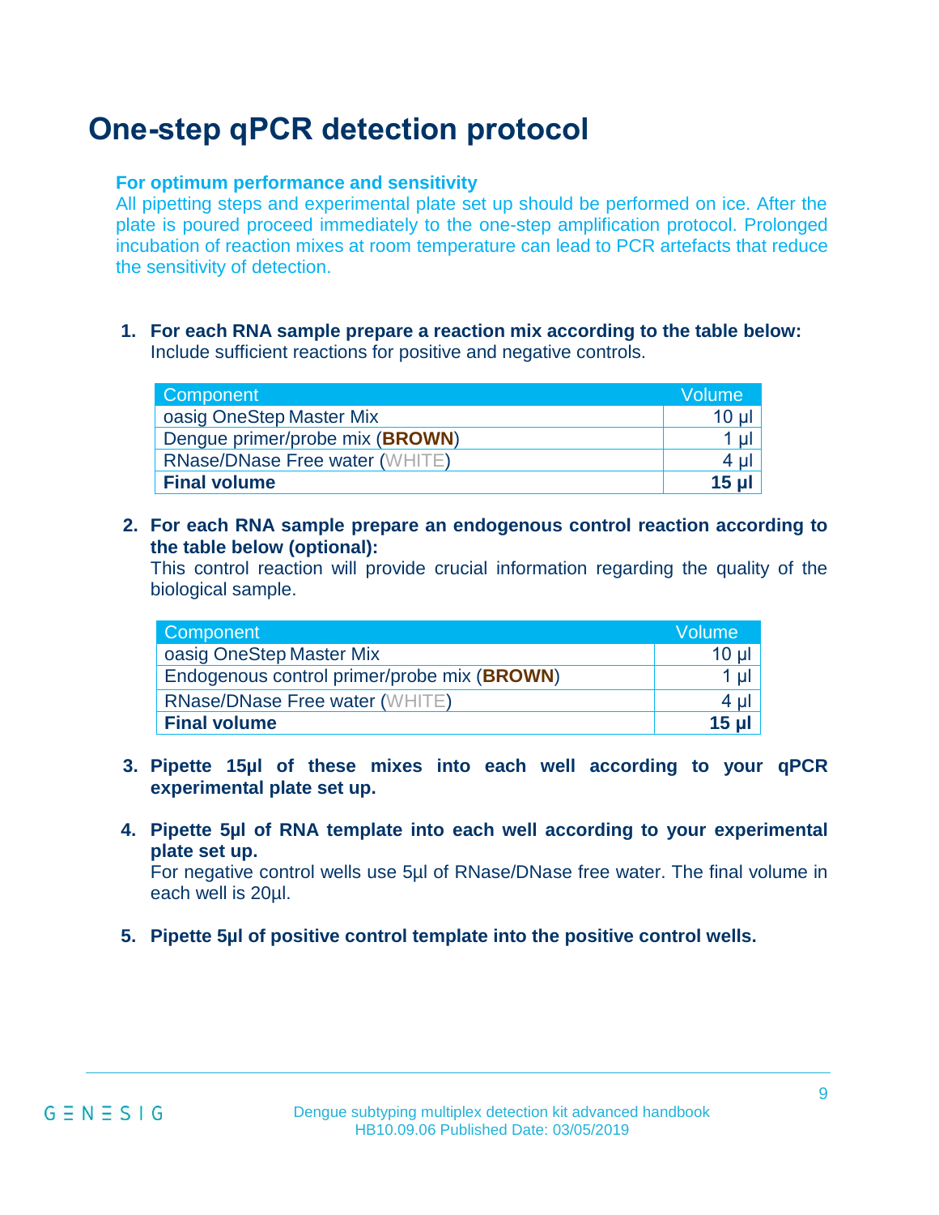# One-step qPCR detection protocol

**For optimum performance and sensitivity**
All pipetting steps and experimental plate set up should be performed on ice. After the plate is poured proceed immediately to the one-step amplification protocol. Prolonged incubation of reaction mixes at room temperature can lead to PCR artefacts that reduce the sensitivity of detection.

1. **For each RNA sample prepare a reaction mix according to the table below:**
   Include sufficient reactions for positive and negative controls.

| Component | Volume |
| --- | --- |
| oasig OneStep Master Mix | 10 µl |
| Dengue primer/probe mix (**BROWN**) | 1 µl |
| RNase/DNase Free water (WHITE) | 4 µl |
| **Final volume** | **15 µl** |

2. **For each RNA sample prepare an endogenous control reaction according to the table below (optional):**
   This control reaction will provide crucial information regarding the quality of the biological sample.

| Component | Volume |
| --- | --- |
| oasig OneStep Master Mix | 10 µl |
| Endogenous control primer/probe mix (**BROWN**) | 1 µl |
| RNase/DNase Free water (WHITE) | 4 µl |
| **Final volume** | **15 µl** |

3. **Pipette 15µl of these mixes into each well according to your qPCR experimental plate set up.**

4. **Pipette 5µl of RNA template into each well according to your experimental plate set up.**
   For negative control wells use 5µl of RNase/DNase free water. The final volume in each well is 20µl.

5. **Pipette 5µl of positive control template into the positive control wells.**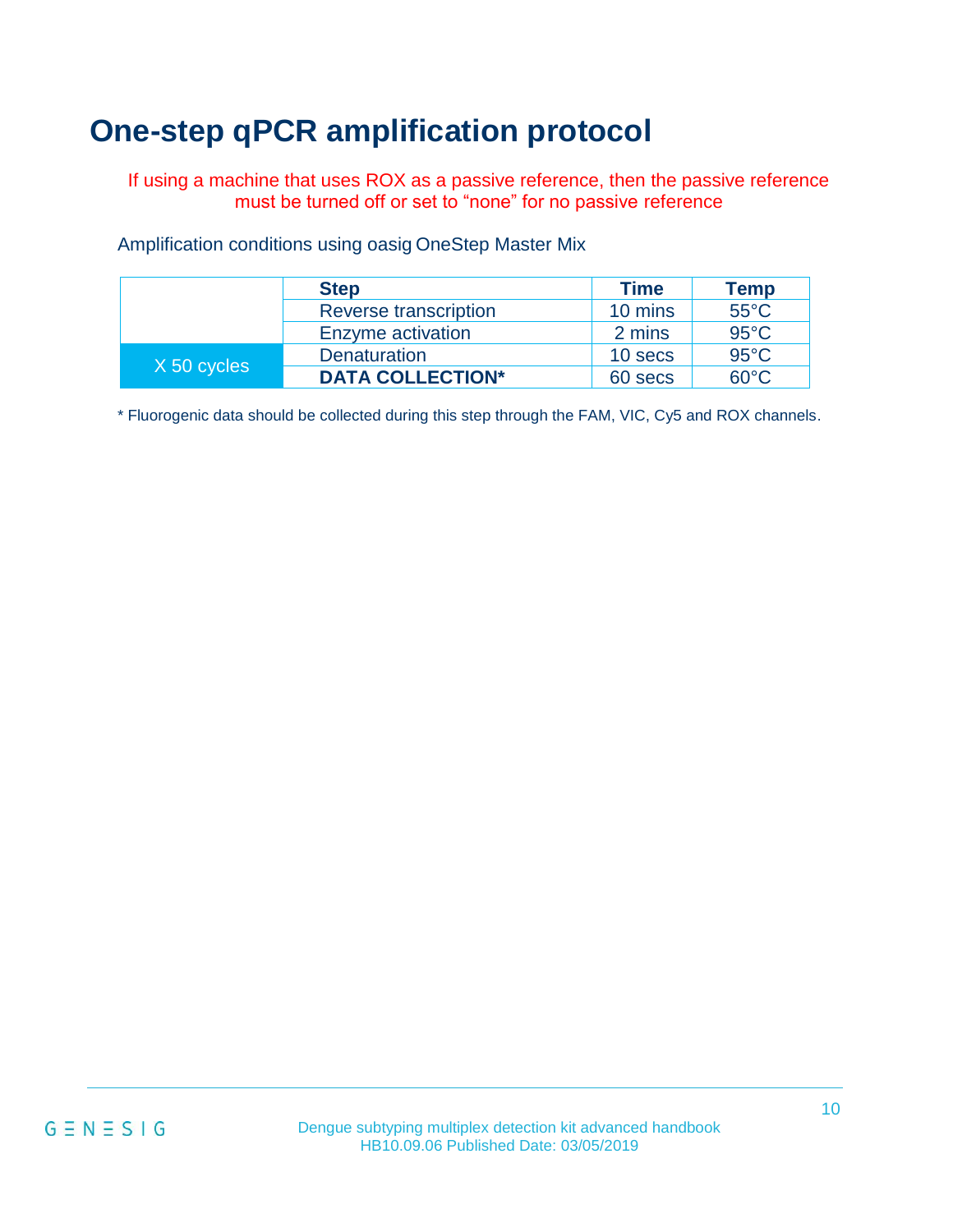# One-step qPCR amplification protocol

If using a machine that uses ROX as a passive reference, then the passive reference must be turned off or set to "none" for no passive reference

Amplification conditions using oasig OneStep Master Mix

| | Step | Time | Temp |
|---|---|---|---|
| | Reverse transcription | 10 mins | 55°C |
| | Enzyme activation | 2 mins | 95°C |
| X 50 cycles | Denaturation | 10 secs | 95°C |
| | **DATA COLLECTION*** | 60 secs | 60°C |

* Fluorogenic data should be collected during this step through the FAM, VIC, Cy5 and ROX channels.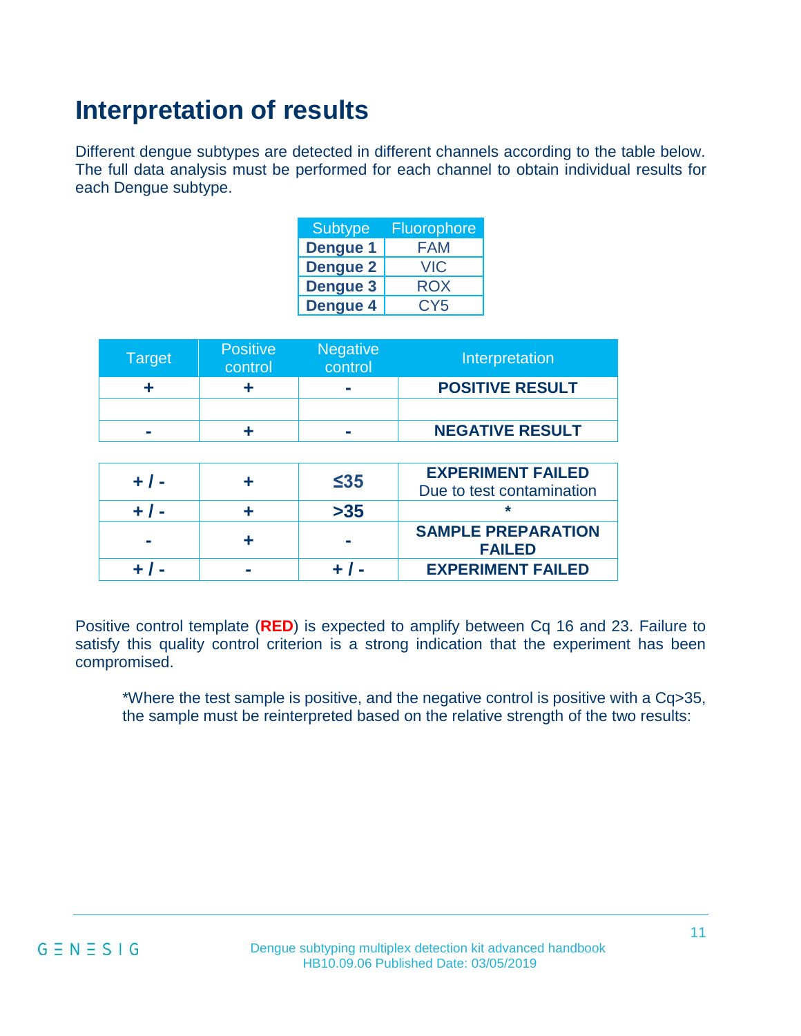# Interpretation of results

Different dengue subtypes are detected in different channels according to the table below. The full data analysis must be performed for each channel to obtain individual results for each Dengue subtype.

| Subtype | Fluorophore |
| --- | --- |
| **Dengue 1** | FAM |
| **Dengue 2** | VIC |
| **Dengue 3** | ROX |
| **Dengue 4** | CY5 |

| Target | Positive control | Negative control | Interpretation |
| --- | --- | --- | --- |
| **+** | **+** | **-** | **POSITIVE RESULT** |
| | | | |
| **-** | **+** | **-** | **NEGATIVE RESULT** |

| | | | |
| --- | --- | --- | --- |
| **+ / -** | **+** | **≤35** | **EXPERIMENT FAILED** Due to test contamination |
| **+ / -** | **+** | **>35** | ***** |
| **-** | **+** | **-** | **SAMPLE PREPARATION FAILED** |
| **+ / -** | **-** | **+ / -** | **EXPERIMENT FAILED** |

Positive control template (**RED**) is expected to amplify between Cq 16 and 23. Failure to satisfy this quality control criterion is a strong indication that the experiment has been compromised.

*Where the test sample is positive, and the negative control is positive with a Cq>35, the sample must be reinterpreted based on the relative strength of the two results: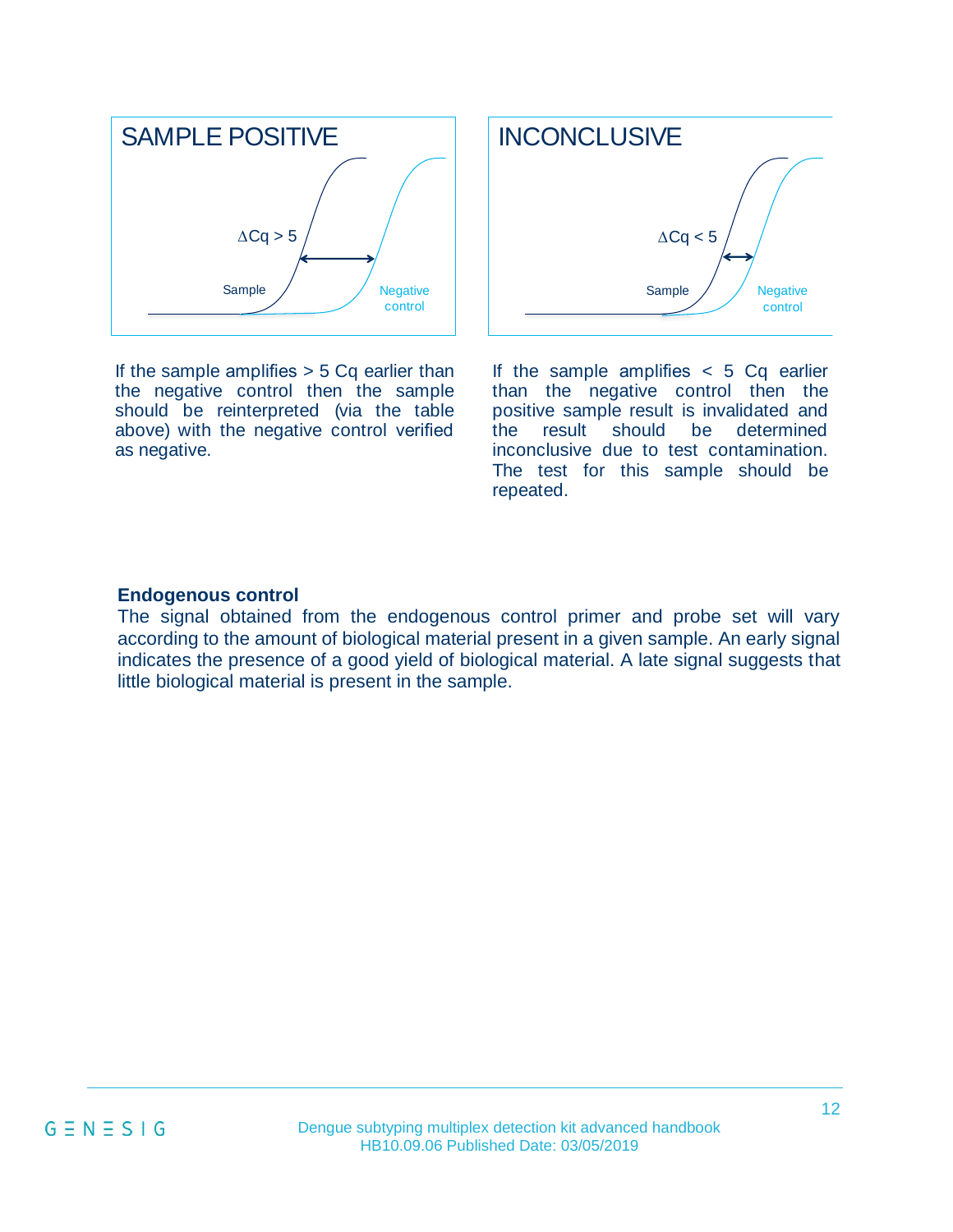SAMPLE POSITIVE

$\Delta$Cq > 5

Sample

Negative control

If the sample amplifies > 5 Cq earlier than the negative control then the sample should be reinterpreted (via the table above) with the negative control verified as negative.

INCONCLUSIVE

$\Delta$Cq < 5

Sample

Negative control

If the sample amplifies < 5 Cq earlier than the negative control then the positive sample result is invalidated and the result should be determined inconclusive due to test contamination. The test for this sample should be repeated.

**Endogenous control**

The signal obtained from the endogenous control primer and probe set will vary according to the amount of biological material present in a given sample. An early signal indicates the presence of a good yield of biological material. A late signal suggests that little biological material is present in the sample.